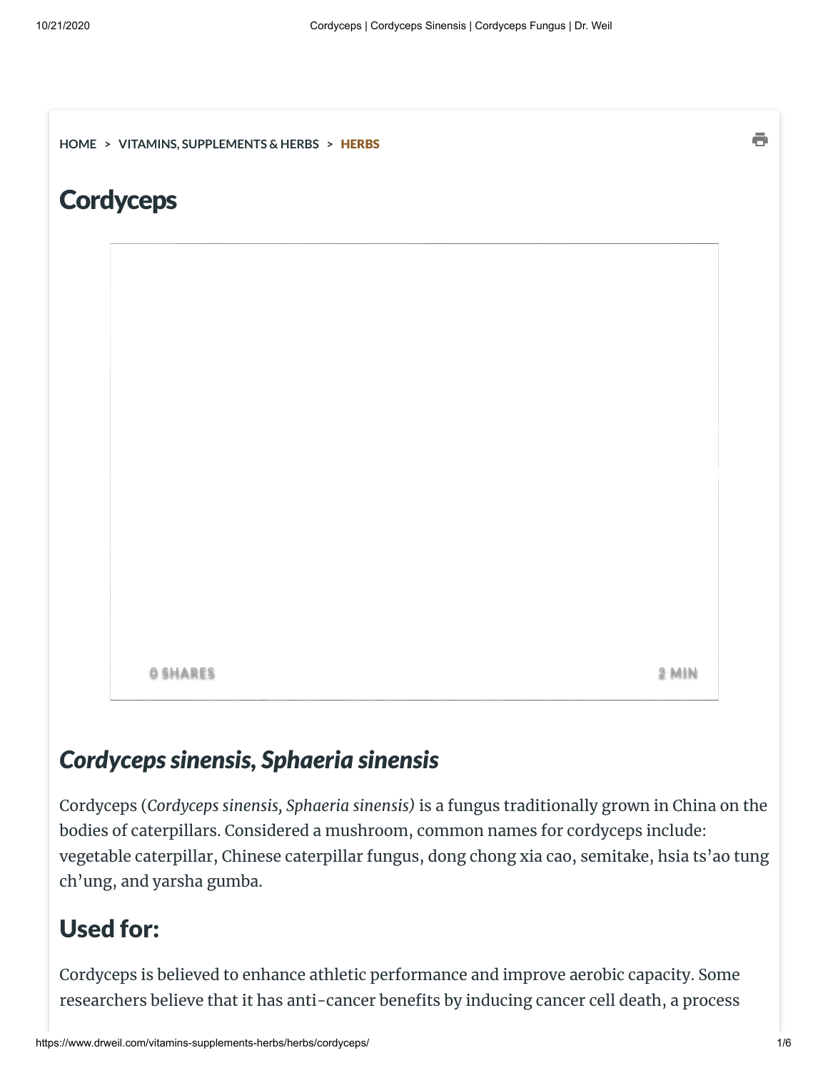HOME > VITAMINS, SUPPLEMENTS & HERBS > HERBS

# Cordyceps

0 SHARES

2 MIN

## *Cordyceps sinensis, Sphaeria sinensis*

Cordyceps (*Cordyceps sinensis, Sphaeria sinensis)* is a fungus traditionally grown in China on the bodies of caterpillars. Considered a mushroom, common names for cordyceps include: vegetable caterpillar, Chinese caterpillar fungus, dong chong xia cao, semitake, hsia ts'ao tung ch'ung, and yarsha gumba.

## Used for:

Cordyceps is believed to enhance athletic performance and improve aerobic capacity. Some researchers believe that it has anti-cancer benefits by inducing cancer cell death, a process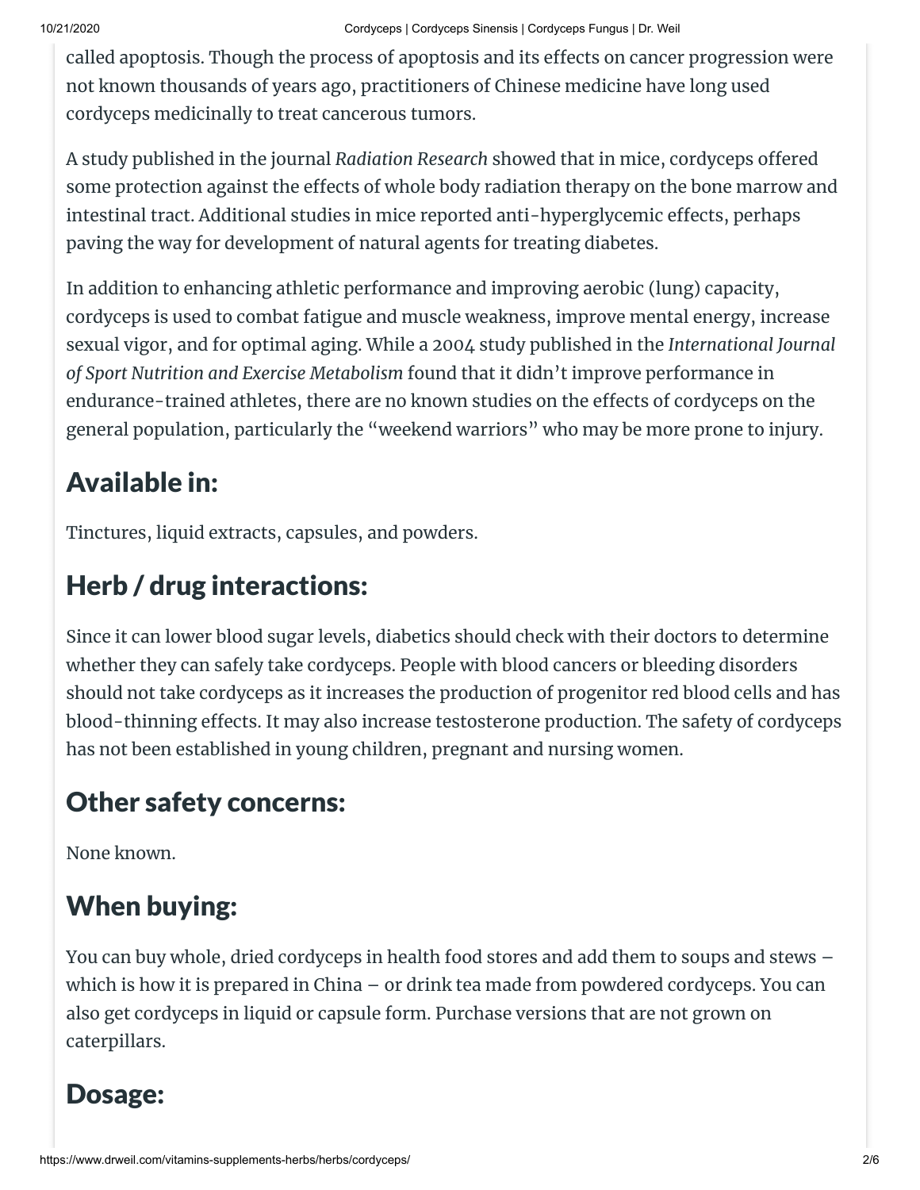called apoptosis. Though the process of apoptosis and its effects on cancer progression were not known thousands of years ago, practitioners of Chinese medicine have long used cordyceps medicinally to treat cancerous tumors.

A study published in the journal *Radiation Research* showed that in mice, cordyceps offered some protection against the effects of whole body radiation therapy on the bone marrow and intestinal tract. Additional studies in mice reported anti-hyperglycemic effects, perhaps paving the way for development of natural agents for treating diabetes.

In addition to enhancing athletic performance and improving aerobic (lung) capacity, cordyceps is used to combat fatigue and muscle weakness, improve mental energy, increase sexual vigor, and for optimal aging. While a 2004 study published in the *International Journal of Sport Nutrition and Exercise Metabolism* found that it didn't improve performance in endurance-trained athletes, there are no known studies on the effects of cordyceps on the general population, particularly the "weekend warriors" who may be more prone to injury.

## Available in:

Tinctures, liquid extracts, capsules, and powders.

## Herb / drug interactions:

Since it can lower blood sugar levels, diabetics should check with their doctors to determine whether they can safely take cordyceps. People with blood cancers or bleeding disorders should not take cordyceps as it increases the production of progenitor red blood cells and has blood-thinning effects. It may also increase testosterone production. The safety of cordyceps has not been established in young children, pregnant and nursing women.

## Other safety concerns:

None known.

## When buying:

You can buy whole, dried cordyceps in health food stores and add them to soups and stews – which is how it is prepared in China – or drink tea made from powdered cordyceps. You can also get cordyceps in liquid or capsule form. Purchase versions that are not grown on caterpillars.

## Dosage: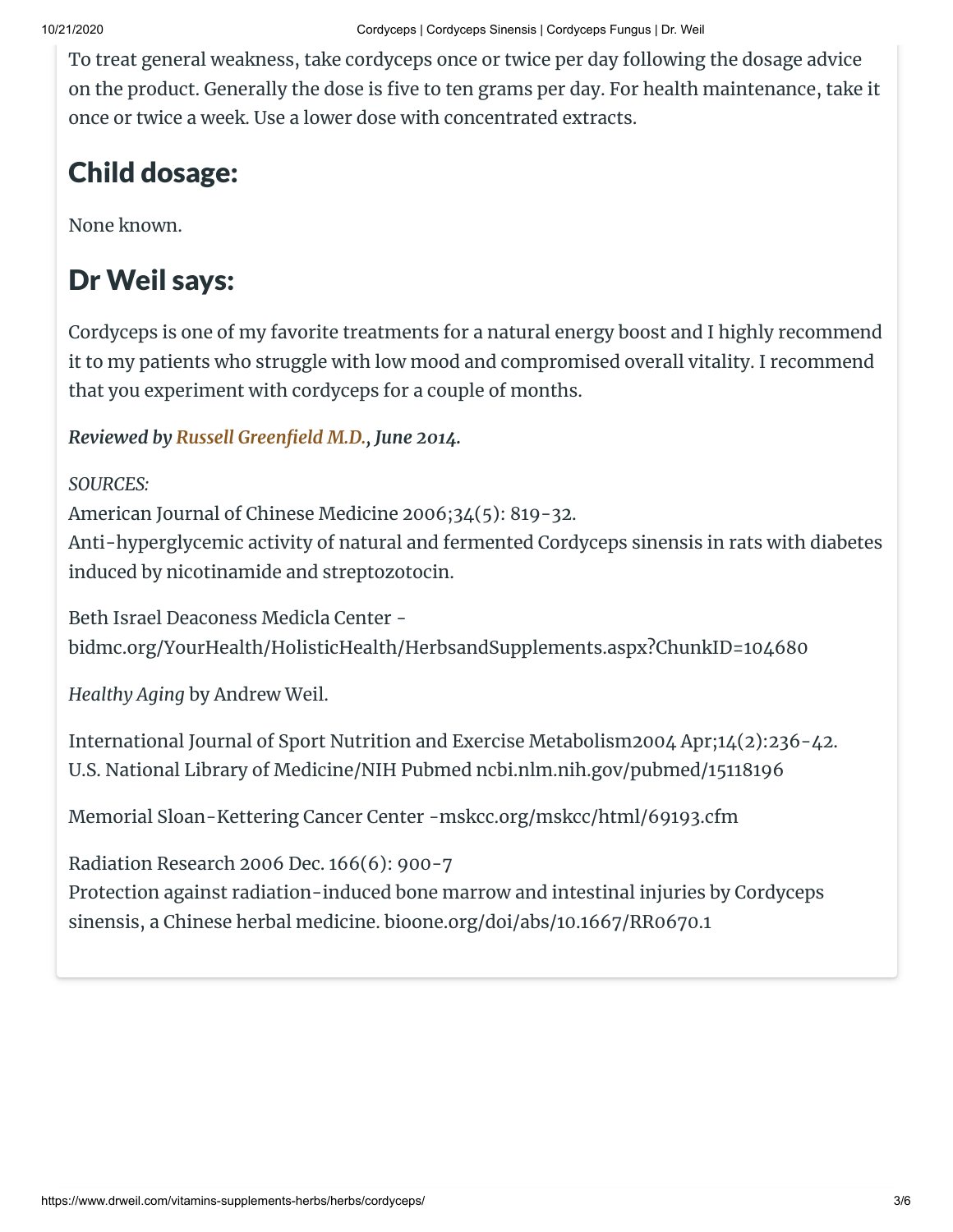To treat general weakness, take cordyceps once or twice per day following the dosage advice on the product. Generally the dose is five to ten grams per day. For health maintenance, take it once or twice a week. Use a lower dose with concentrated extracts.

## Child dosage:

None known.

## Dr Weil says:

Cordyceps is one of my favorite treatments for a natural energy boost and I highly recommend it to my patients who struggle with low mood and compromised overall vitality. I recommend that you experiment with cordyceps for a couple of months.

***Reviewed by Russell Greenfield M.D., June 2014.***

*SOURCES:*
American Journal of Chinese Medicine 2006;34(5): 819-32.
Anti-hyperglycemic activity of natural and fermented Cordyceps sinensis in rats with diabetes induced by nicotinamide and streptozotocin.

Beth Israel Deaconess Medicla Center - bidmc.org/YourHealth/HolisticHealth/HerbsandSupplements.aspx?ChunkID=104680

*Healthy Aging* by Andrew Weil.

International Journal of Sport Nutrition and Exercise Metabolism2004 Apr;14(2):236-42.
U.S. National Library of Medicine/NIH Pubmed ncbi.nlm.nih.gov/pubmed/15118196

Memorial Sloan-Kettering Cancer Center -mskcc.org/mskcc/html/69193.cfm

Radiation Research 2006 Dec. 166(6): 900-7
Protection against radiation-induced bone marrow and intestinal injuries by Cordyceps sinensis, a Chinese herbal medicine. bioone.org/doi/abs/10.1667/RR0670.1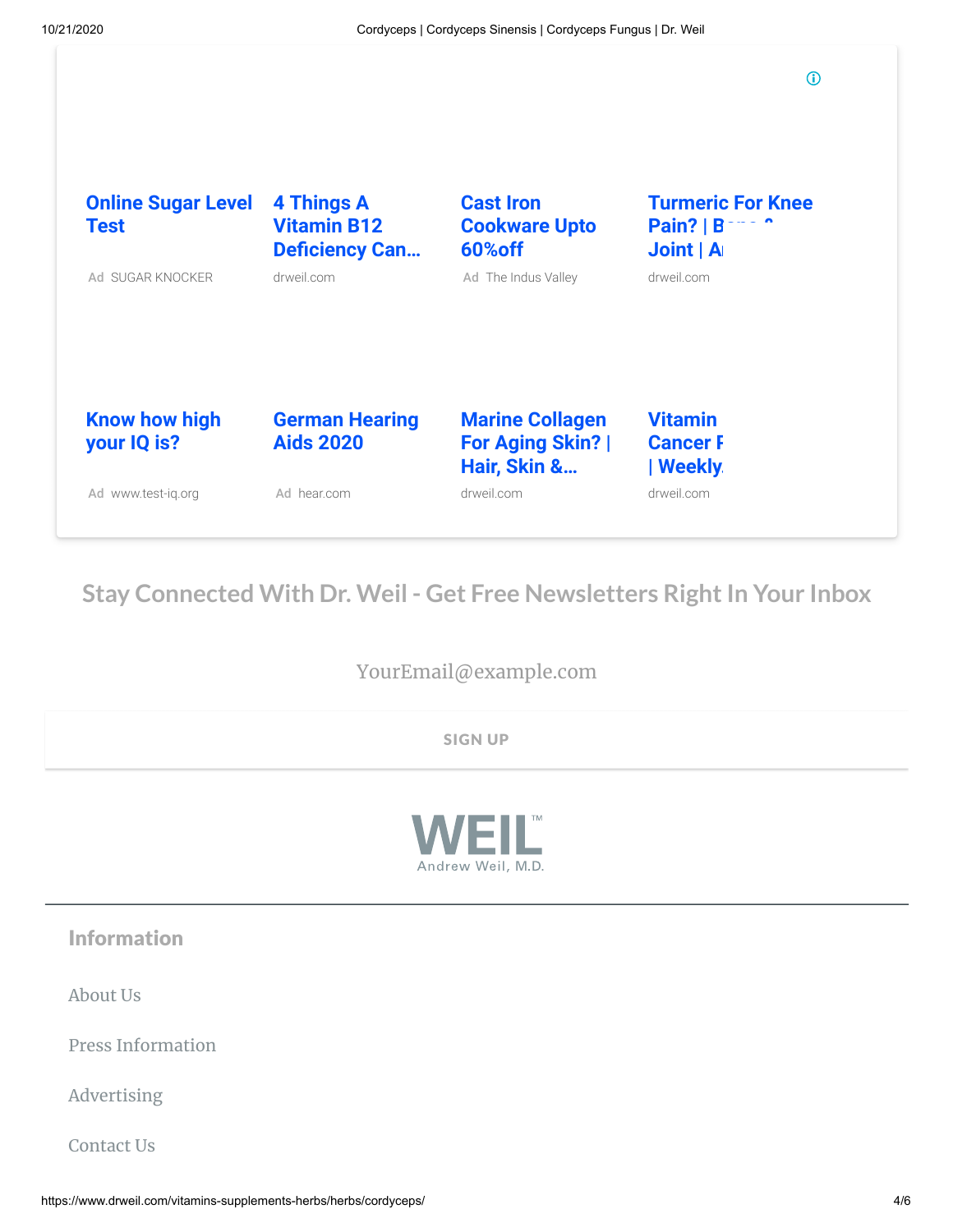Online Sugar Level Test
Ad SUGAR KNOCKER

4 Things A Vitamin B12 Deficiency Can...
drweil.com

Cast Iron Cookware Upto 60%off
Ad The Indus Valley

Turmeric For Knee Pain? | B... Joint | A...
drweil.com

Know how high your IQ is?
Ad www.test-iq.org

German Hearing Aids 2020
Ad hear.com

Marine Collagen For Aging Skin? | Hair, Skin &...
drweil.com

Vitamin ... Cancer ... | Weekly...
drweil.com

## Stay Connected With Dr. Weil - Get Free Newsletters Right In Your Inbox

YourEmail@example.com

SIGN UP

WEIL™
Andrew Weil, M.D.

### Information

About Us

Press Information

Advertising

Contact Us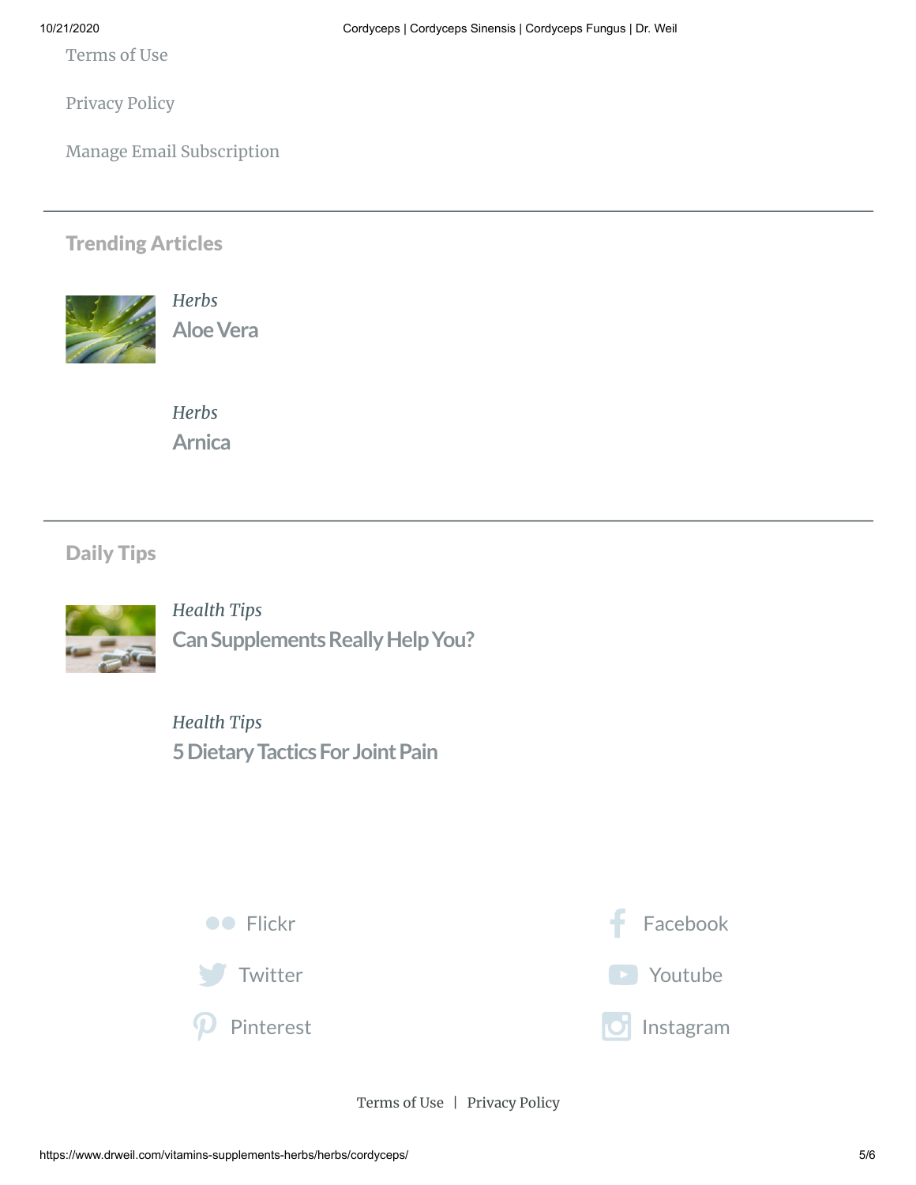Terms of Use

Privacy Policy

Manage Email Subscription

---

## Trending Articles

*Herbs*
### Aloe Vera

*Herbs*
### Arnica

---

## Daily Tips

*Health Tips*
### Can Supplements Really Help You?

*Health Tips*
### 5 Dietary Tactics For Joint Pain

Flickr

Facebook

Twitter

Youtube

Pinterest

Instagram

Terms of Use | Privacy Policy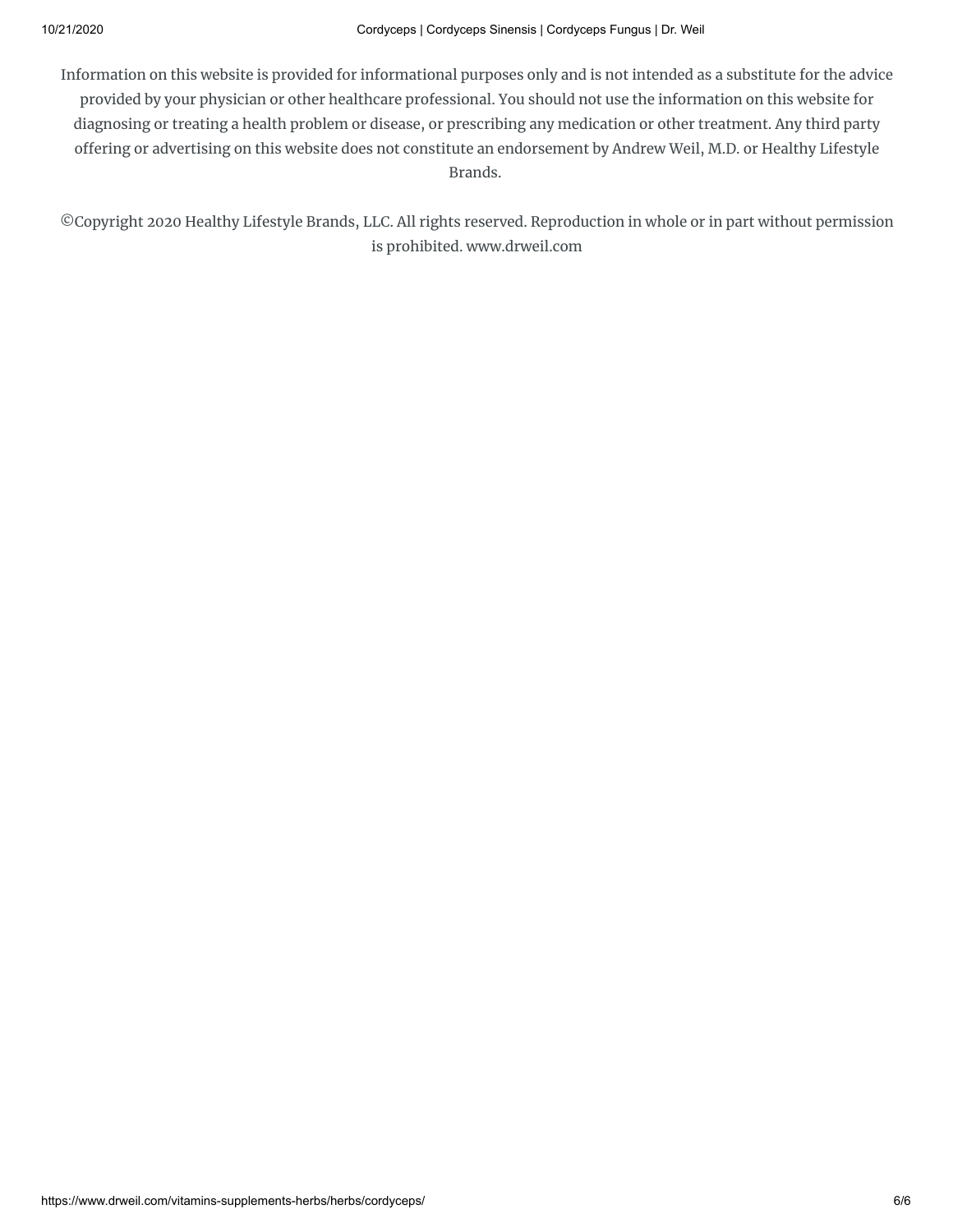Information on this website is provided for informational purposes only and is not intended as a substitute for the advice provided by your physician or other healthcare professional. You should not use the information on this website for diagnosing or treating a health problem or disease, or prescribing any medication or other treatment. Any third party offering or advertising on this website does not constitute an endorsement by Andrew Weil, M.D. or Healthy Lifestyle Brands.

©Copyright 2020 Healthy Lifestyle Brands, LLC. All rights reserved. Reproduction in whole or in part without permission is prohibited. www.drweil.com